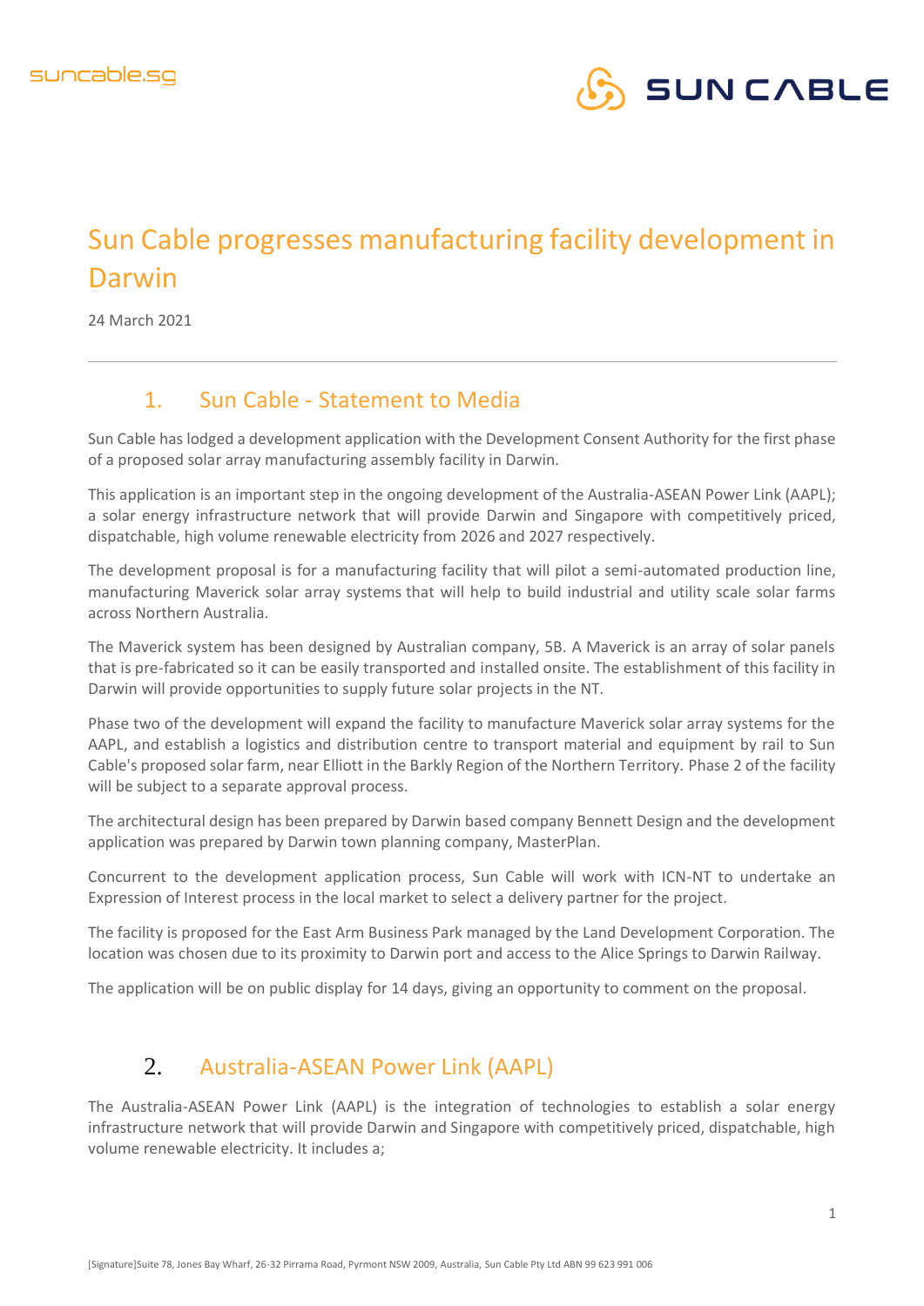# Sun Cable progresses manufacturing facility development in Darwin

24 March 2021

## 1. Sun Cable - Statement to Media

Sun Cable has lodged a development application with the Development Consent Authority for the first phase of a proposed solar array manufacturing assembly facility in Darwin.

This application is an important step in the ongoing development of the Australia-ASEAN Power Link (AAPL); a solar energy infrastructure network that will provide Darwin and Singapore with competitively priced, dispatchable, high volume renewable electricity from 2026 and 2027 respectively.

The development proposal is for a manufacturing facility that will pilot a semi-automated production line, manufacturing Maverick solar array systems that will help to build industrial and utility scale solar farms across Northern Australia.

The Maverick system has been designed by Australian company, 5B. A Maverick is an array of solar panels that is pre-fabricated so it can be easily transported and installed onsite. The establishment of this facility in Darwin will provide opportunities to supply future solar projects in the NT.

Phase two of the development will expand the facility to manufacture Maverick solar array systems for the AAPL, and establish a logistics and distribution centre to transport material and equipment by rail to Sun Cable's proposed solar farm, near Elliott in the Barkly Region of the Northern Territory. Phase 2 of the facility will be subject to a separate approval process.

The architectural design has been prepared by Darwin based company Bennett Design and the development application was prepared by Darwin town planning company, MasterPlan.

Concurrent to the development application process, Sun Cable will work with ICN-NT to undertake an Expression of Interest process in the local market to select a delivery partner for the project.

The facility is proposed for the East Arm Business Park managed by the Land Development Corporation. The location was chosen due to its proximity to Darwin port and access to the Alice Springs to Darwin Railway.

The application will be on public display for 14 days, giving an opportunity to comment on the proposal.

## 2. Australia-ASEAN Power Link (AAPL)

The Australia-ASEAN Power Link (AAPL) is the integration of technologies to establish a solar energy infrastructure network that will provide Darwin and Singapore with competitively priced, dispatchable, high volume renewable electricity. It includes a;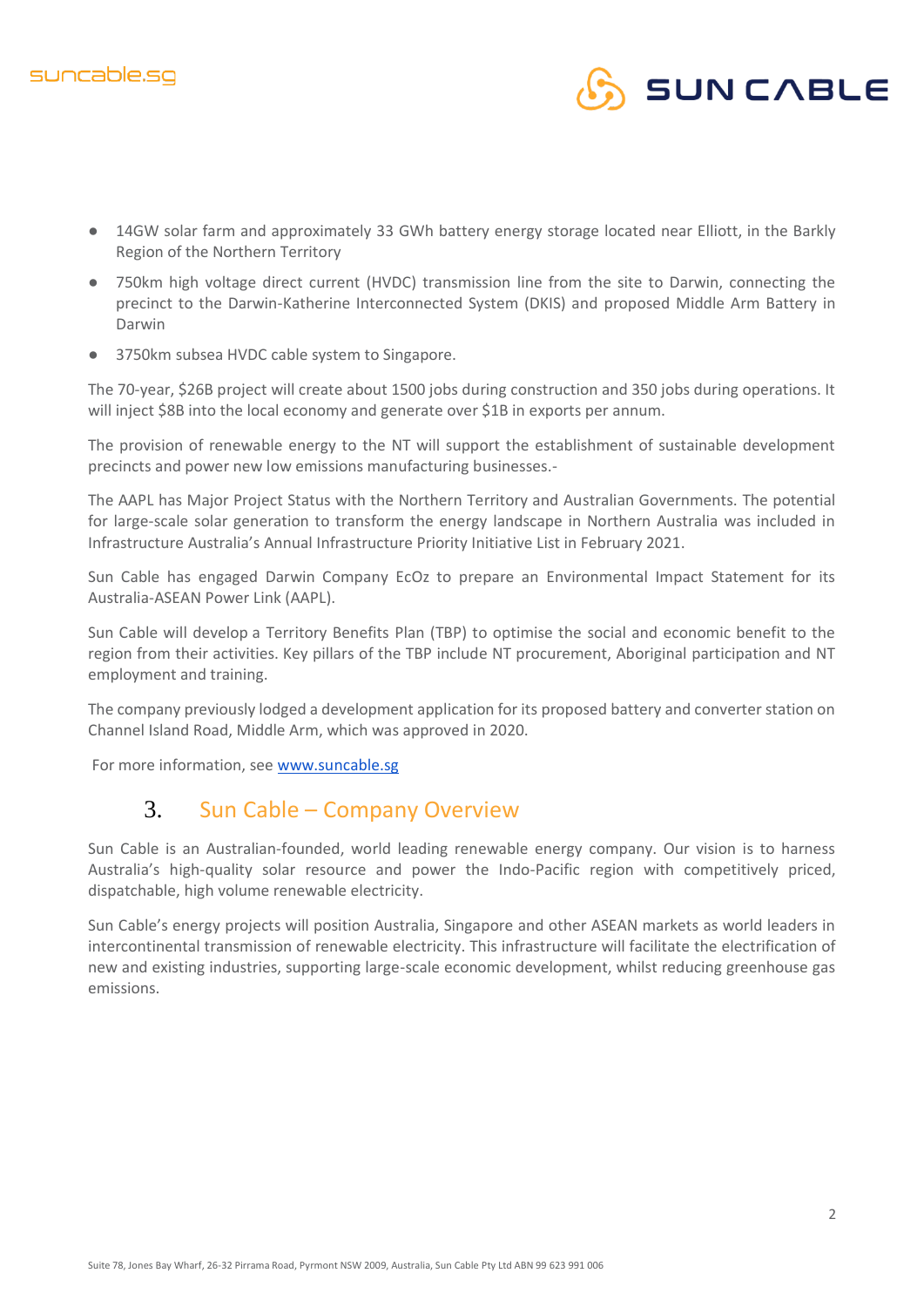- 14GW solar farm and approximately 33 GWh battery energy storage located near Elliott, in the Barkly Region of the Northern Territory
- 750km high voltage direct current (HVDC) transmission line from the site to Darwin, connecting the precinct to the Darwin-Katherine Interconnected System (DKIS) and proposed Middle Arm Battery in Darwin
- 3750km subsea HVDC cable system to Singapore.

The 70-year, $26B project will create about 1500 jobs during construction and 350 jobs during operations. It will inject $8B into the local economy and generate over $1B in exports per annum.

The provision of renewable energy to the NT will support the establishment of sustainable development precincts and power new low emissions manufacturing businesses.-

The AAPL has Major Project Status with the Northern Territory and Australian Governments. The potential for large-scale solar generation to transform the energy landscape in Northern Australia was included in Infrastructure Australia's Annual Infrastructure Priority Initiative List in February 2021.

Sun Cable has engaged Darwin Company EcOz to prepare an Environmental Impact Statement for its Australia-ASEAN Power Link (AAPL).

Sun Cable will develop a Territory Benefits Plan (TBP) to optimise the social and economic benefit to the region from their activities. Key pillars of the TBP include NT procurement, Aboriginal participation and NT employment and training.

The company previously lodged a development application for its proposed battery and converter station on Channel Island Road, Middle Arm, which was approved in 2020.

For more information, see [www.suncable.sg](www.suncable.sg)

## 3. Sun Cable – Company Overview

Sun Cable is an Australian-founded, world leading renewable energy company. Our vision is to harness Australia's high-quality solar resource and power the Indo-Pacific region with competitively priced, dispatchable, high volume renewable electricity.

Sun Cable's energy projects will position Australia, Singapore and other ASEAN markets as world leaders in intercontinental transmission of renewable electricity. This infrastructure will facilitate the electrification of new and existing industries, supporting large-scale economic development, whilst reducing greenhouse gas emissions.